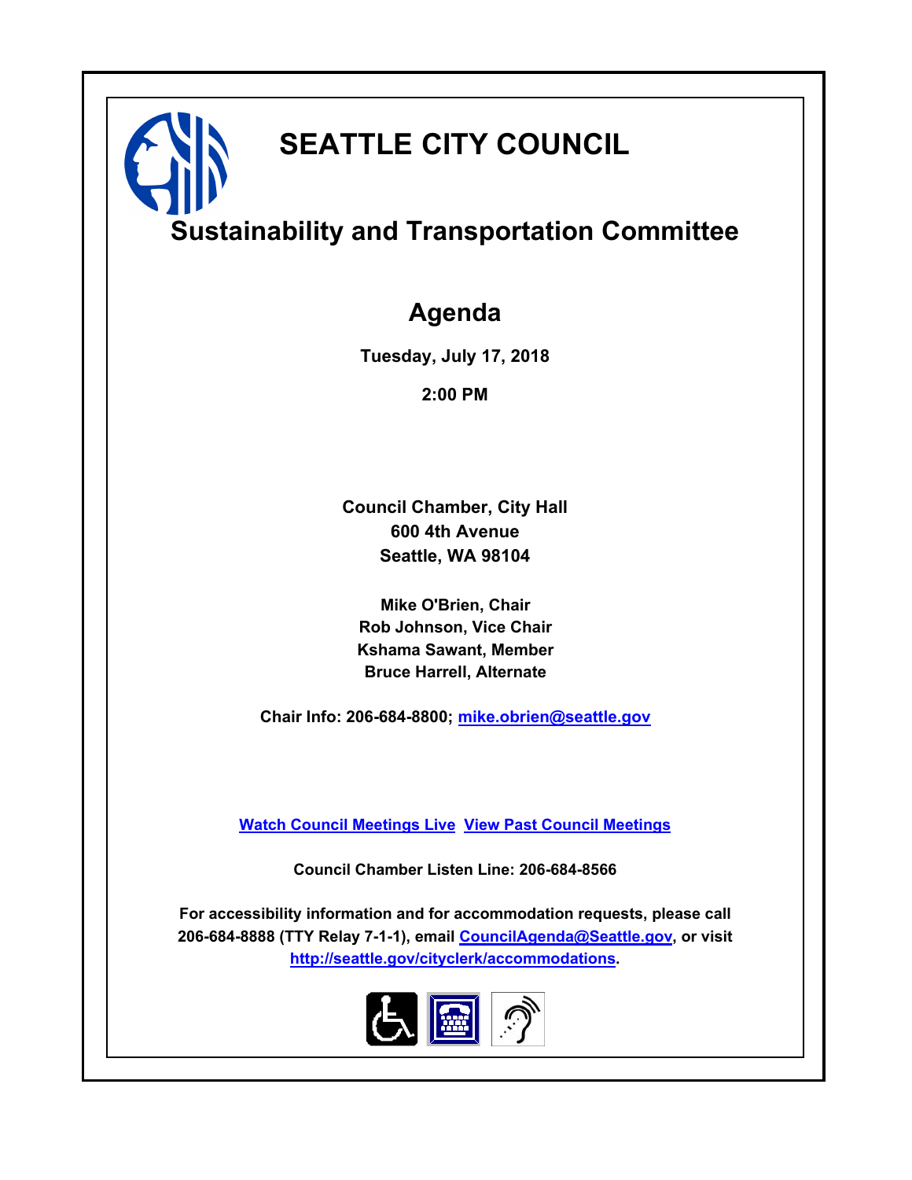# SEATTLE CITY COUNCIL

## Sustainability and Transportation Committee

## Agenda

**Tuesday, July 17, 2018**

**2:00 PM**

**Council Chamber, City Hall**
**600 4th Avenue**
**Seattle, WA 98104**

**Mike O'Brien, Chair**
**Rob Johnson, Vice Chair**
**Kshama Sawant, Member**
**Bruce Harrell, Alternate**

**Chair Info: 206-684-8800; mike.obrien@seattle.gov**

**Watch Council Meetings Live  View Past Council Meetings**

**Council Chamber Listen Line: 206-684-8566**

**For accessibility information and for accommodation requests, please call 206-684-8888 (TTY Relay 7-1-1), email CouncilAgenda@Seattle.gov, or visit http://seattle.gov/cityclerk/accommodations.**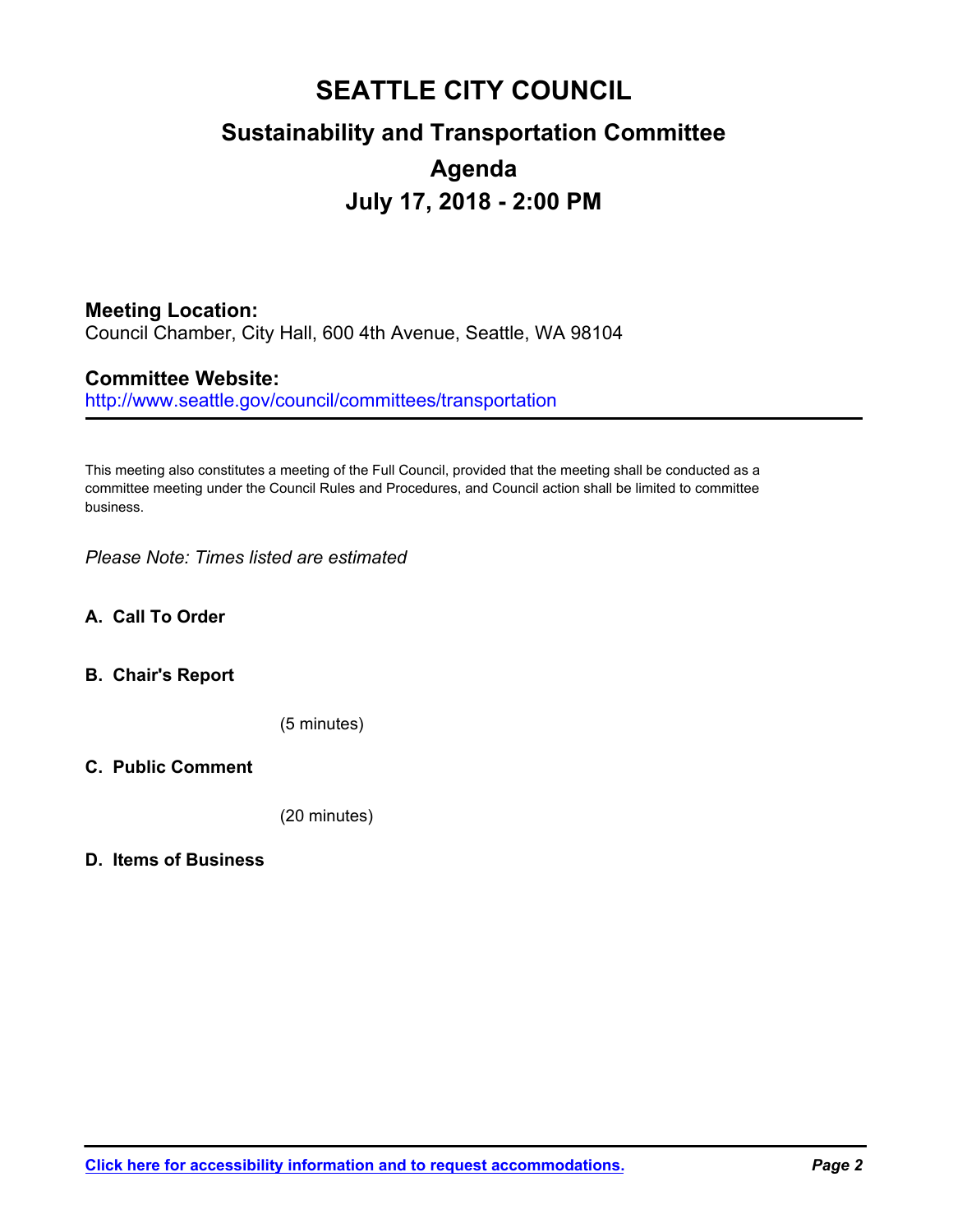# SEATTLE CITY COUNCIL

## Sustainability and Transportation Committee

## Agenda

## July 17, 2018 - 2:00 PM

### Meeting Location:

Council Chamber, City Hall, 600 4th Avenue, Seattle, WA 98104

### Committee Website:

http://www.seattle.gov/council/committees/transportation

---

This meeting also constitutes a meeting of the Full Council, provided that the meeting shall be conducted as a committee meeting under the Council Rules and Procedures, and Council action shall be limited to committee business.

*Please Note: Times listed are estimated*

**A. Call To Order**

**B. Chair's Report**

(5 minutes)

**C. Public Comment**

(20 minutes)

**D. Items of Business**

[Click here for accessibility information and to request accommodations.]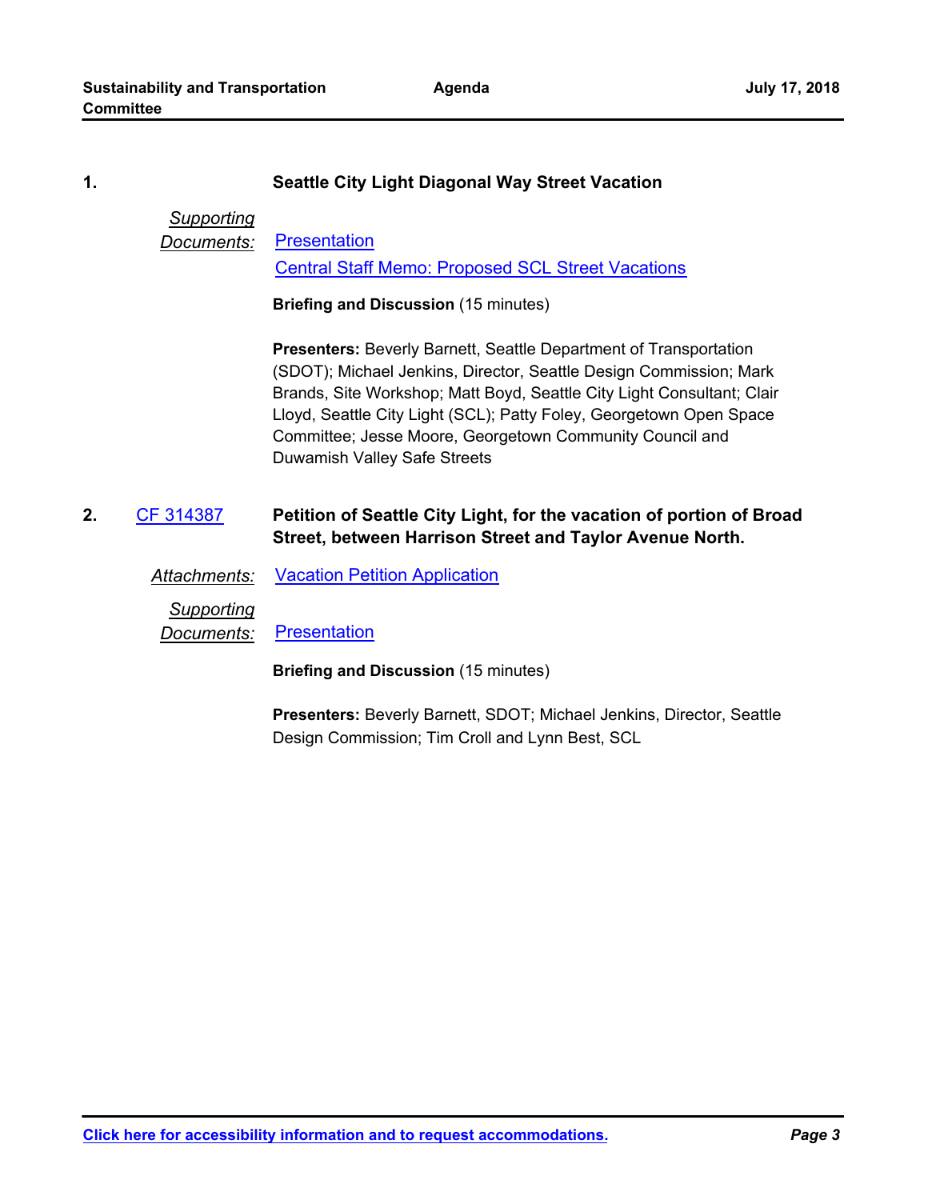**1.** **Seattle City Light Diagonal Way Street Vacation**

*Supporting Documents:* Presentation
Central Staff Memo: Proposed SCL Street Vacations

**Briefing and Discussion** (15 minutes)

**Presenters:** Beverly Barnett, Seattle Department of Transportation (SDOT); Michael Jenkins, Director, Seattle Design Commission; Mark Brands, Site Workshop; Matt Boyd, Seattle City Light Consultant; Clair Lloyd, Seattle City Light (SCL); Patty Foley, Georgetown Open Space Committee; Jesse Moore, Georgetown Community Council and Duwamish Valley Safe Streets

**2.** CF 314387 **Petition of Seattle City Light, for the vacation of portion of Broad Street, between Harrison Street and Taylor Avenue North.**

*Attachments:* Vacation Petition Application

*Supporting Documents:* Presentation

**Briefing and Discussion** (15 minutes)

**Presenters:** Beverly Barnett, SDOT; Michael Jenkins, Director, Seattle Design Commission; Tim Croll and Lynn Best, SCL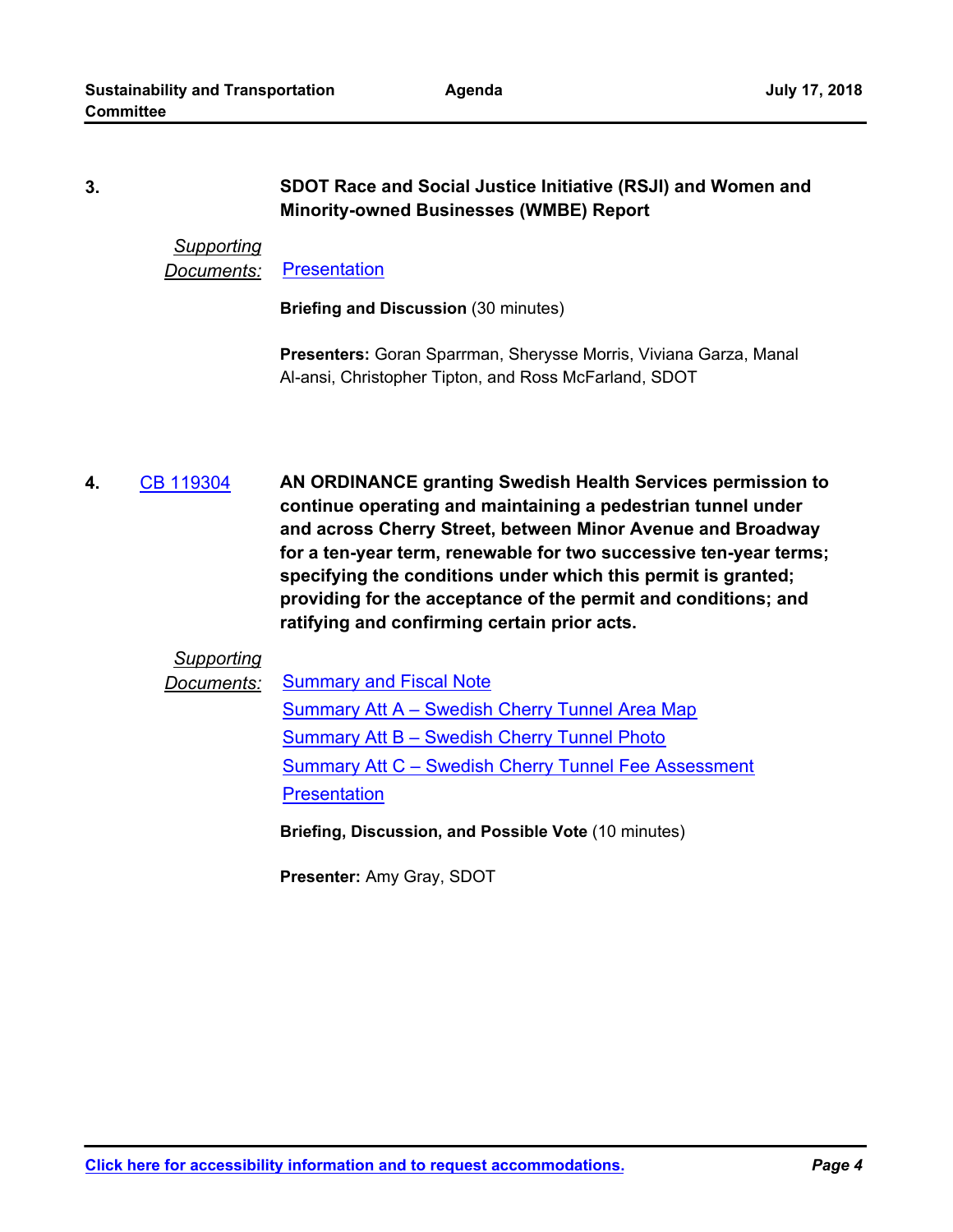**3.** **SDOT Race and Social Justice Initiative (RSJI) and Women and Minority-owned Businesses (WMBE) Report**

*Supporting Documents:* Presentation

**Briefing and Discussion** (30 minutes)

**Presenters:** Goran Sparrman, Sherysse Morris, Viviana Garza, Manal Al-ansi, Christopher Tipton, and Ross McFarland, SDOT

**4.** CB 119304 **AN ORDINANCE granting Swedish Health Services permission to continue operating and maintaining a pedestrian tunnel under and across Cherry Street, between Minor Avenue and Broadway for a ten-year term, renewable for two successive ten-year terms; specifying the conditions under which this permit is granted; providing for the acceptance of the permit and conditions; and ratifying and confirming certain prior acts.**

*Supporting Documents:*
- Summary and Fiscal Note
- Summary Att A – Swedish Cherry Tunnel Area Map
- Summary Att B – Swedish Cherry Tunnel Photo
- Summary Att C – Swedish Cherry Tunnel Fee Assessment
- Presentation

**Briefing, Discussion, and Possible Vote** (10 minutes)

**Presenter:** Amy Gray, SDOT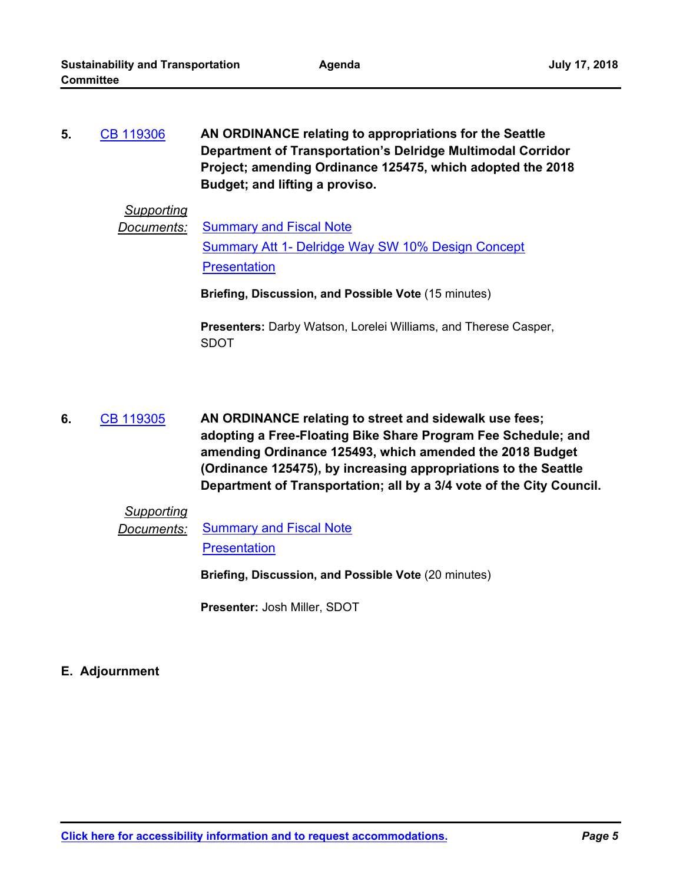**5.** CB 119306 **AN ORDINANCE relating to appropriations for the Seattle Department of Transportation's Delridge Multimodal Corridor Project; amending Ordinance 125475, which adopted the 2018 Budget; and lifting a proviso.**

*Supporting Documents:*
- Summary and Fiscal Note
- Summary Att 1- Delridge Way SW 10% Design Concept
- Presentation

**Briefing, Discussion, and Possible Vote** (15 minutes)

**Presenters:** Darby Watson, Lorelei Williams, and Therese Casper, SDOT

**6.** CB 119305 **AN ORDINANCE relating to street and sidewalk use fees; adopting a Free-Floating Bike Share Program Fee Schedule; and amending Ordinance 125493, which amended the 2018 Budget (Ordinance 125475), by increasing appropriations to the Seattle Department of Transportation; all by a 3/4 vote of the City Council.**

*Supporting Documents:*
- Summary and Fiscal Note
- Presentation

**Briefing, Discussion, and Possible Vote** (20 minutes)

**Presenter:** Josh Miller, SDOT

## E. Adjournment

**Click here for accessibility information and to request accommodations.**